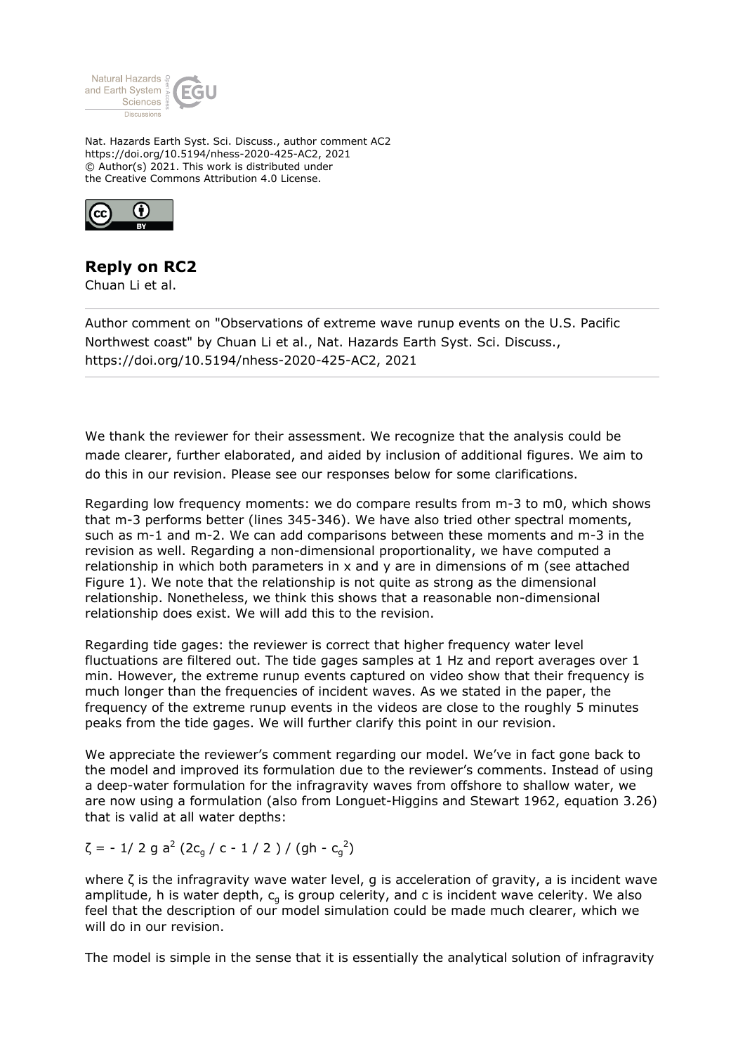Nat. Hazards Earth Syst. Sci. Discuss., author comment AC2
https://doi.org/10.5194/nhess-2020-425-AC2, 2021
© Author(s) 2021. This work is distributed under
the Creative Commons Attribution 4.0 License.

## Reply on RC2

Chuan Li et al.

Author comment on "Observations of extreme wave runup events on the U.S. Pacific Northwest coast" by Chuan Li et al., Nat. Hazards Earth Syst. Sci. Discuss., https://doi.org/10.5194/nhess-2020-425-AC2, 2021

We thank the reviewer for their assessment. We recognize that the analysis could be made clearer, further elaborated, and aided by inclusion of additional figures. We aim to do this in our revision. Please see our responses below for some clarifications.

Regarding low frequency moments: we do compare results from m-3 to m0, which shows that m-3 performs better (lines 345-346). We have also tried other spectral moments, such as m-1 and m-2. We can add comparisons between these moments and m-3 in the revision as well. Regarding a non-dimensional proportionality, we have computed a relationship in which both parameters in x and y are in dimensions of m (see attached Figure 1). We note that the relationship is not quite as strong as the dimensional relationship. Nonetheless, we think this shows that a reasonable non-dimensional relationship does exist. We will add this to the revision.

Regarding tide gages: the reviewer is correct that higher frequency water level fluctuations are filtered out. The tide gages samples at 1 Hz and report averages over 1 min. However, the extreme runup events captured on video show that their frequency is much longer than the frequencies of incident waves. As we stated in the paper, the frequency of the extreme runup events in the videos are close to the roughly 5 minutes peaks from the tide gages. We will further clarify this point in our revision.

We appreciate the reviewer's comment regarding our model. We've in fact gone back to the model and improved its formulation due to the reviewer's comments. Instead of using a deep-water formulation for the infragravity waves from offshore to shallow water, we are now using a formulation (also from Longuet-Higgins and Stewart 1962, equation 3.26) that is valid at all water depths:

$$\zeta = - 1/ 2 g a^2 (2c_g / c - 1 / 2 ) / (gh - c_g^2)$$

where $\zeta$ is the infragravity wave water level, g is acceleration of gravity, a is incident wave amplitude, h is water depth, $c_g$ is group celerity, and c is incident wave celerity. We also feel that the description of our model simulation could be made much clearer, which we will do in our revision.

The model is simple in the sense that it is essentially the analytical solution of infragravity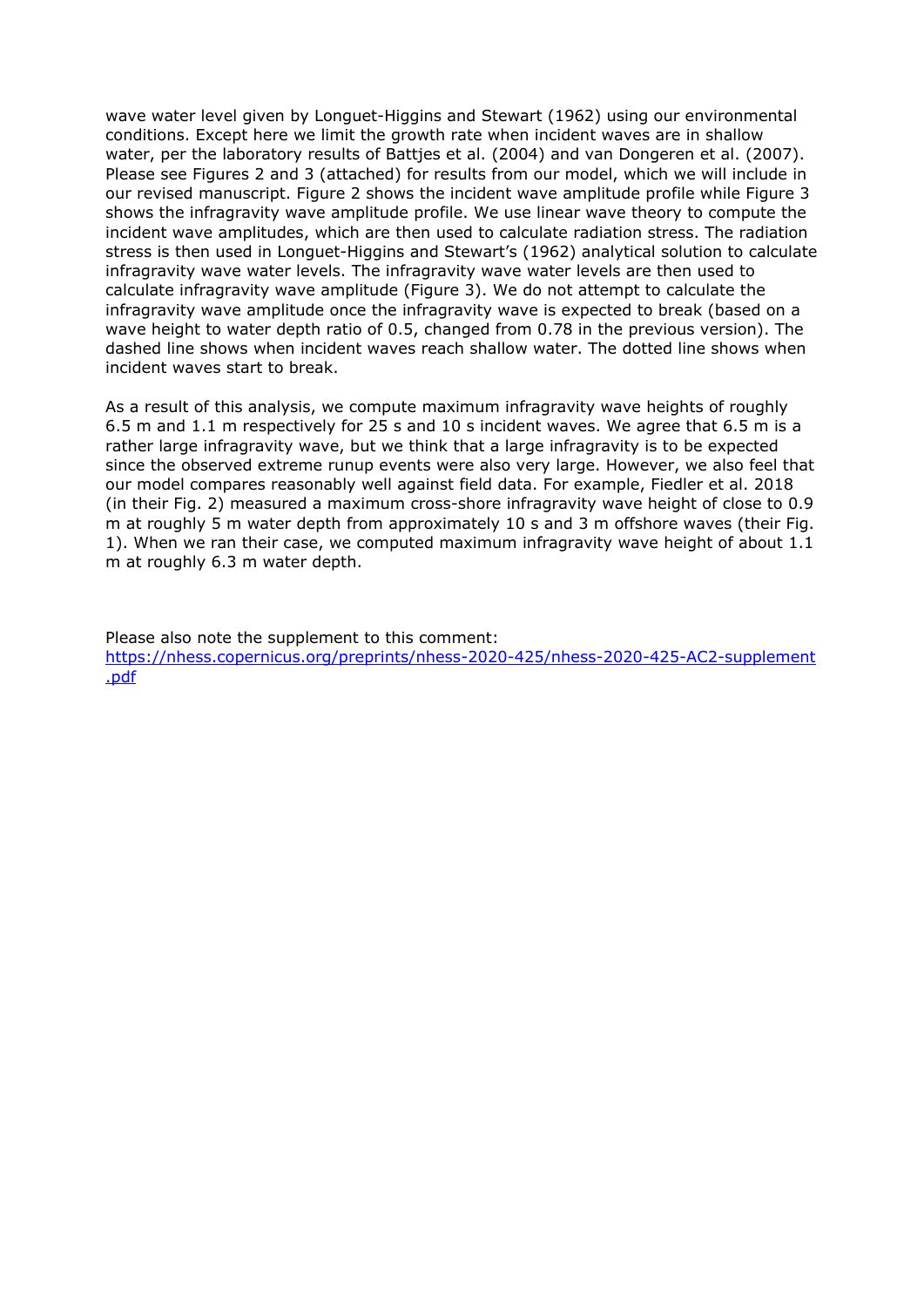wave water level given by Longuet-Higgins and Stewart (1962) using our environmental conditions. Except here we limit the growth rate when incident waves are in shallow water, per the laboratory results of Battjes et al. (2004) and van Dongeren et al. (2007). Please see Figures 2 and 3 (attached) for results from our model, which we will include in our revised manuscript. Figure 2 shows the incident wave amplitude profile while Figure 3 shows the infragravity wave amplitude profile. We use linear wave theory to compute the incident wave amplitudes, which are then used to calculate radiation stress. The radiation stress is then used in Longuet-Higgins and Stewart's (1962) analytical solution to calculate infragravity wave water levels. The infragravity wave water levels are then used to calculate infragravity wave amplitude (Figure 3). We do not attempt to calculate the infragravity wave amplitude once the infragravity wave is expected to break (based on a wave height to water depth ratio of 0.5, changed from 0.78 in the previous version). The dashed line shows when incident waves reach shallow water. The dotted line shows when incident waves start to break.

As a result of this analysis, we compute maximum infragravity wave heights of roughly 6.5 m and 1.1 m respectively for 25 s and 10 s incident waves. We agree that 6.5 m is a rather large infragravity wave, but we think that a large infragravity is to be expected since the observed extreme runup events were also very large. However, we also feel that our model compares reasonably well against field data. For example, Fiedler et al. 2018 (in their Fig. 2) measured a maximum cross-shore infragravity wave height of close to 0.9 m at roughly 5 m water depth from approximately 10 s and 3 m offshore waves (their Fig. 1). When we ran their case, we computed maximum infragravity wave height of about 1.1 m at roughly 6.3 m water depth.

Please also note the supplement to this comment:
https://nhess.copernicus.org/preprints/nhess-2020-425/nhess-2020-425-AC2-supplement.pdf